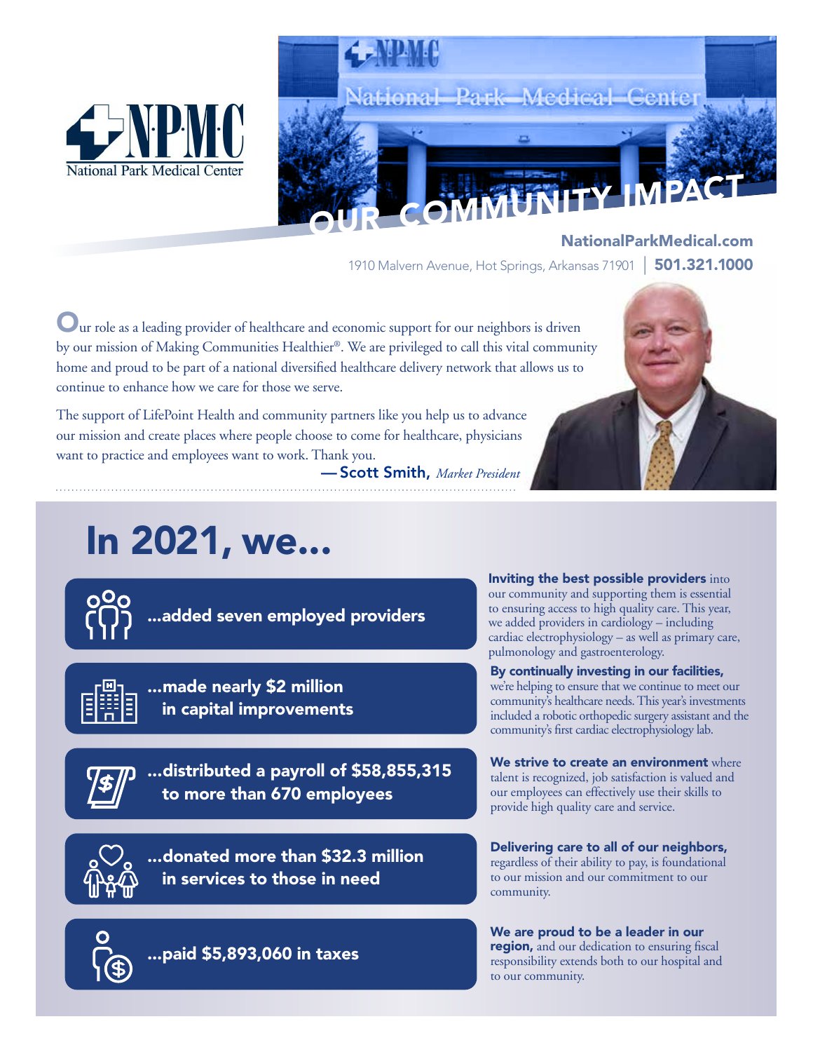NPMC National Park Medical Center

# OUR COMMUNITY IMPACT

**NationalParkMedical.com**

1910 Malvern Avenue, Hot Springs, Arkansas 71901 | **501.321.1000**

Our role as a leading provider of healthcare and economic support for our neighbors is driven by our mission of Making Communities Healthier®. We are privileged to call this vital community home and proud to be part of a national diversified healthcare delivery network that allows us to continue to enhance how we care for those we serve.

The support of LifePoint Health and community partners like you help us to advance our mission and create places where people choose to come for healthcare, physicians want to practice and employees want to work. Thank you.

— **Scott Smith,** *Market President*

## In 2021, we...

**...added seven employed providers**

**Inviting the best possible providers** into our community and supporting them is essential to ensuring access to high quality care. This year, we added providers in cardiology – including cardiac electrophysiology – as well as primary care, pulmonology and gastroenterology.

**...made nearly $2 million in capital improvements**

**By continually investing in our facilities,** we're helping to ensure that we continue to meet our community's healthcare needs. This year's investments included a robotic orthopedic surgery assistant and the community's first cardiac electrophysiology lab.

**...distributed a payroll of $58,855,315 to more than 670 employees**

**We strive to create an environment** where talent is recognized, job satisfaction is valued and our employees can effectively use their skills to provide high quality care and service.

**...donated more than $32.3 million in services to those in need**

**Delivering care to all of our neighbors,** regardless of their ability to pay, is foundational to our mission and our commitment to our community.

**...paid $5,893,060 in taxes**

**We are proud to be a leader in our region,** and our dedication to ensuring fiscal responsibility extends both to our hospital and to our community.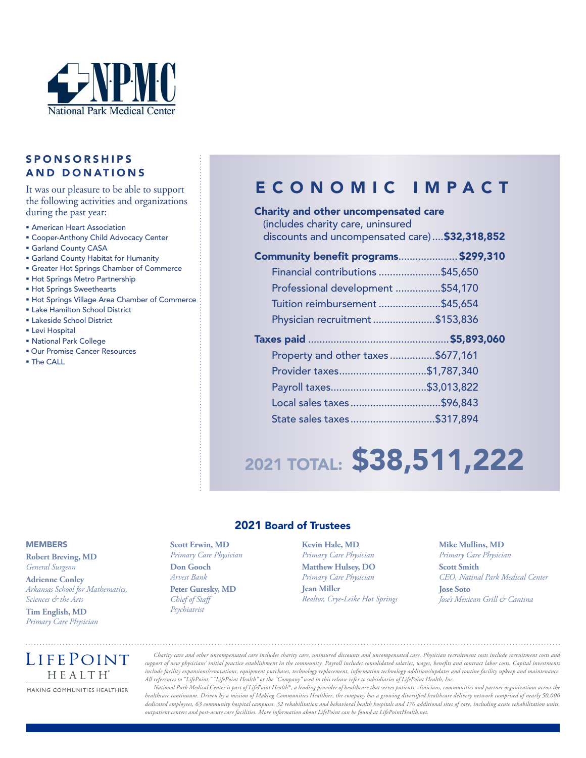NPMC
National Park Medical Center

## SPONSORSHIPS AND DONATIONS

It was our pleasure to be able to support the following activities and organizations during the past year:

- American Heart Association
- Cooper-Anthony Child Advocacy Center
- Garland County CASA
- Garland County Habitat for Humanity
- Greater Hot Springs Chamber of Commerce
- Hot Springs Metro Partnership
- Hot Springs Sweethearts
- Hot Springs Village Area Chamber of Commerce
- Lake Hamilton School District
- Lakeside School District
- Levi Hospital
- National Park College
- Our Promise Cancer Resources
- The CALL

## ECONOMIC IMPACT

**Charity and other uncompensated care** (includes charity care, uninsured discounts and uncompensated care) **$32,318,852**

**Community benefit programs** **$299,310**

- Financial contributions $45,650
- Professional development $54,170
- Tuition reimbursement $45,654
- Physician recruitment $153,836

**Taxes paid** **$5,893,060**

- Property and other taxes $677,161
- Provider taxes $1,787,340
- Payroll taxes $3,013,822
- Local sales taxes $96,843
- State sales taxes $317,894

**2021 TOTAL: $38,511,222**

## 2021 Board of Trustees

**MEMBERS**

**Robert Breving, MD**
*General Surgeon*

**Adrienne Conley**
*Arkansas School for Mathematics, Sciences & the Arts*

**Tim English, MD**
*Primary Care Physician*

**Scott Erwin, MD**
*Primary Care Physician*

**Don Gooch**
*Arvest Bank*

**Peter Guresky, MD**
*Chief of Staff*
*Psychiatrist*

**Kevin Hale, MD**
*Primary Care Physician*

**Matthew Hulsey, DO**
*Primary Care Physician*

**Jean Miller**
*Realtor, Crye-Leike Hot Springs*

**Mike Mullins, MD**
*Primary Care Physician*

**Scott Smith**
*CEO, Natinal Park Medical Center*

**Jose Soto**
*Jose's Mexican Grill & Cantina*

LIFEPOINT HEALTH®
MAKING COMMUNITIES HEALTHIER

*Charity care and other uncompensated care includes charity care, uninsured discounts and uncompensated care. Physician recruitment costs include recruitment costs and support of new physicians' initial practice establishment in the community. Payroll includes consolidated salaries, wages, benefits and contract labor costs. Capital investments include facility expansions/renovations, equipment purchases, technology replacement, information technology additions/updates and routine facility upkeep and maintenance. All references to "LifePoint," "LifePoint Health" or the "Company" used in this release refer to subsidiaries of LifePoint Health, Inc.*

*National Park Medical Center is part of LifePoint Health®, a leading provider of healthcare that serves patients, clinicians, communities and partner organizations across the healthcare continuum. Driven by a mission of Making Communities Healthier, the company has a growing diversified healthcare delivery network comprised of nearly 50,000 dedicated employees, 63 community hospital campuses, 32 rehabilitation and behavioral health hospitals and 170 additional sites of care, including acute rehabilitation units, outpatient centers and post-acute care facilities. More information about LifePoint can be found at LifePointHealth.net.*